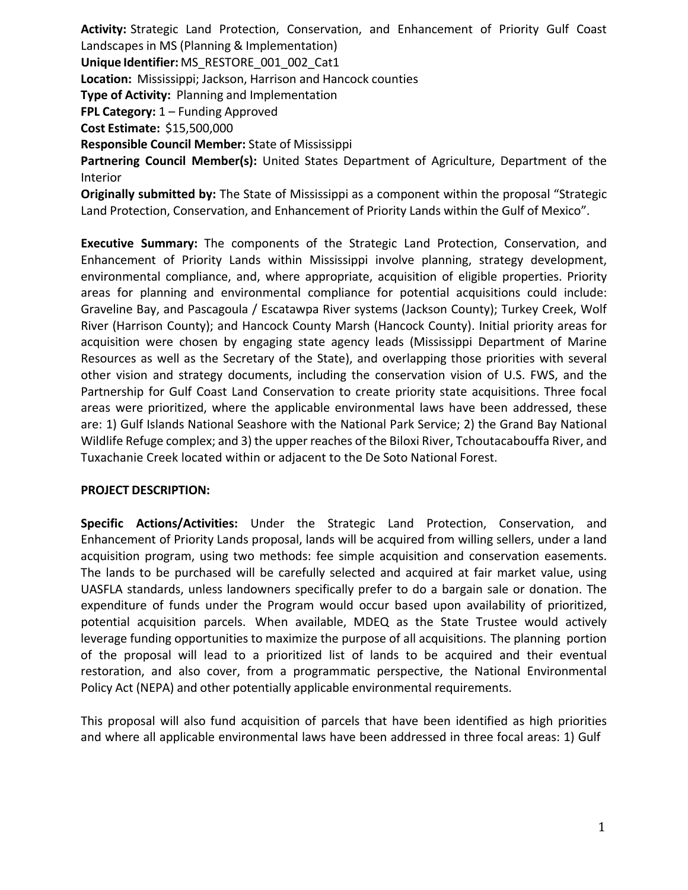**Activity:** Strategic Land Protection, Conservation, and Enhancement of Priority Gulf Coast Landscapes in MS (Planning & Implementation)
**Unique Identifier:** MS_RESTORE_001_002_Cat1
**Location:** Mississippi; Jackson, Harrison and Hancock counties
**Type of Activity:** Planning and Implementation
**FPL Category:** 1 – Funding Approved
**Cost Estimate:** $15,500,000
**Responsible Council Member:** State of Mississippi
**Partnering Council Member(s):** United States Department of Agriculture, Department of the Interior
**Originally submitted by:** The State of Mississippi as a component within the proposal "Strategic Land Protection, Conservation, and Enhancement of Priority Lands within the Gulf of Mexico".

**Executive Summary:** The components of the Strategic Land Protection, Conservation, and Enhancement of Priority Lands within Mississippi involve planning, strategy development, environmental compliance, and, where appropriate, acquisition of eligible properties. Priority areas for planning and environmental compliance for potential acquisitions could include: Graveline Bay, and Pascagoula / Escatawpa River systems (Jackson County); Turkey Creek, Wolf River (Harrison County); and Hancock County Marsh (Hancock County). Initial priority areas for acquisition were chosen by engaging state agency leads (Mississippi Department of Marine Resources as well as the Secretary of the State), and overlapping those priorities with several other vision and strategy documents, including the conservation vision of U.S. FWS, and the Partnership for Gulf Coast Land Conservation to create priority state acquisitions. Three focal areas were prioritized, where the applicable environmental laws have been addressed, these are: 1) Gulf Islands National Seashore with the National Park Service; 2) the Grand Bay National Wildlife Refuge complex; and 3) the upper reaches of the Biloxi River, Tchoutacabouffa River, and Tuxachanie Creek located within or adjacent to the De Soto National Forest.

**PROJECT DESCRIPTION:**

**Specific Actions/Activities:** Under the Strategic Land Protection, Conservation, and Enhancement of Priority Lands proposal, lands will be acquired from willing sellers, under a land acquisition program, using two methods: fee simple acquisition and conservation easements. The lands to be purchased will be carefully selected and acquired at fair market value, using UASFLA standards, unless landowners specifically prefer to do a bargain sale or donation. The expenditure of funds under the Program would occur based upon availability of prioritized, potential acquisition parcels. When available, MDEQ as the State Trustee would actively leverage funding opportunities to maximize the purpose of all acquisitions. The planning portion of the proposal will lead to a prioritized list of lands to be acquired and their eventual restoration, and also cover, from a programmatic perspective, the National Environmental Policy Act (NEPA) and other potentially applicable environmental requirements.

This proposal will also fund acquisition of parcels that have been identified as high priorities and where all applicable environmental laws have been addressed in three focal areas: 1) Gulf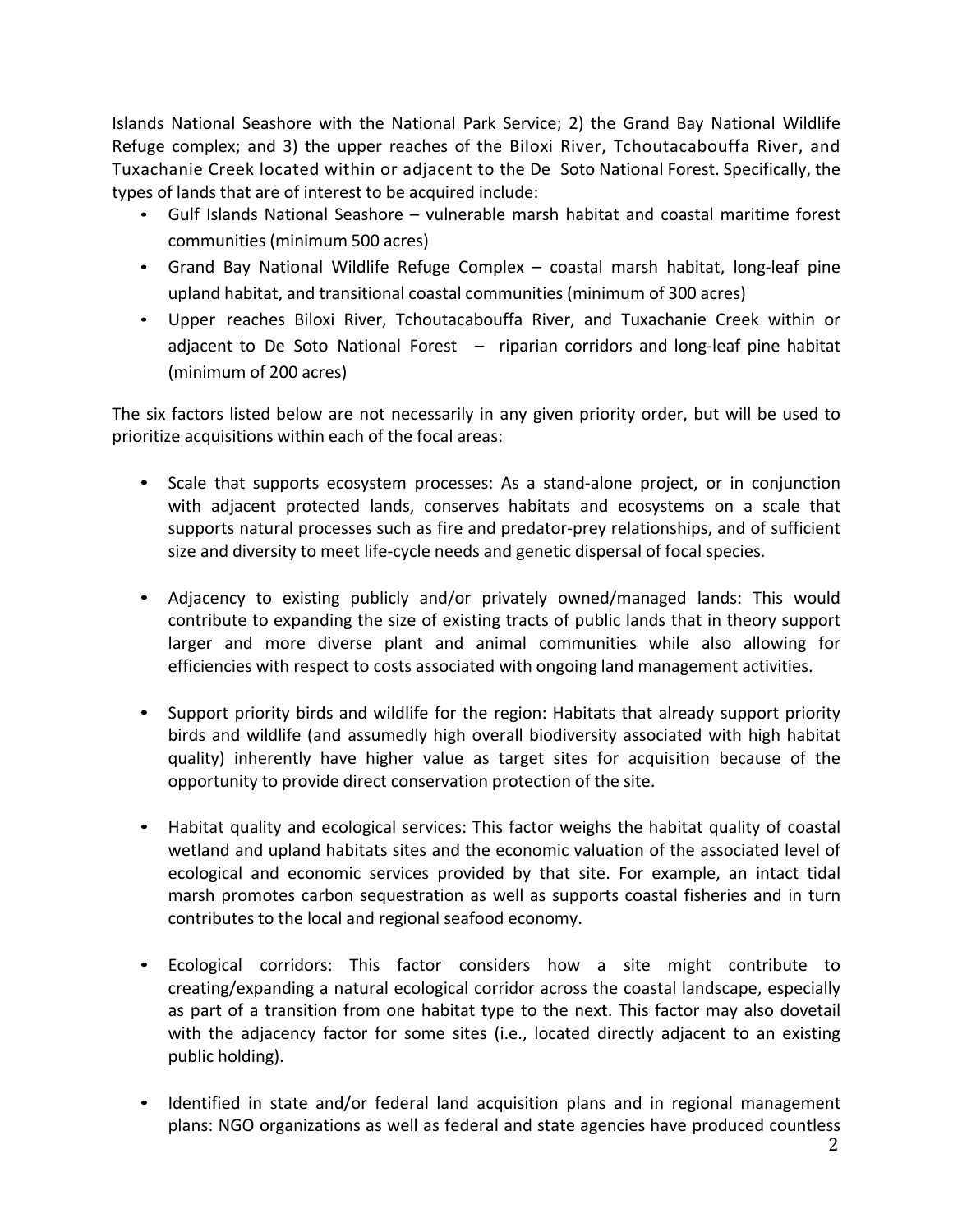Islands National Seashore with the National Park Service; 2) the Grand Bay National Wildlife Refuge complex; and 3) the upper reaches of the Biloxi River, Tchoutacabouffa River, and Tuxachanie Creek located within or adjacent to the De Soto National Forest. Specifically, the types of lands that are of interest to be acquired include:

- Gulf Islands National Seashore – vulnerable marsh habitat and coastal maritime forest communities (minimum 500 acres)
- Grand Bay National Wildlife Refuge Complex – coastal marsh habitat, long-leaf pine upland habitat, and transitional coastal communities (minimum of 300 acres)
- Upper reaches Biloxi River, Tchoutacabouffa River, and Tuxachanie Creek within or adjacent to De Soto National Forest – riparian corridors and long-leaf pine habitat (minimum of 200 acres)

The six factors listed below are not necessarily in any given priority order, but will be used to prioritize acquisitions within each of the focal areas:

- Scale that supports ecosystem processes: As a stand-alone project, or in conjunction with adjacent protected lands, conserves habitats and ecosystems on a scale that supports natural processes such as fire and predator-prey relationships, and of sufficient size and diversity to meet life-cycle needs and genetic dispersal of focal species.

- Adjacency to existing publicly and/or privately owned/managed lands: This would contribute to expanding the size of existing tracts of public lands that in theory support larger and more diverse plant and animal communities while also allowing for efficiencies with respect to costs associated with ongoing land management activities.

- Support priority birds and wildlife for the region: Habitats that already support priority birds and wildlife (and assumedly high overall biodiversity associated with high habitat quality) inherently have higher value as target sites for acquisition because of the opportunity to provide direct conservation protection of the site.

- Habitat quality and ecological services: This factor weighs the habitat quality of coastal wetland and upland habitats sites and the economic valuation of the associated level of ecological and economic services provided by that site. For example, an intact tidal marsh promotes carbon sequestration as well as supports coastal fisheries and in turn contributes to the local and regional seafood economy.

- Ecological corridors: This factor considers how a site might contribute to creating/expanding a natural ecological corridor across the coastal landscape, especially as part of a transition from one habitat type to the next. This factor may also dovetail with the adjacency factor for some sites (i.e., located directly adjacent to an existing public holding).

- Identified in state and/or federal land acquisition plans and in regional management plans: NGO organizations as well as federal and state agencies have produced countless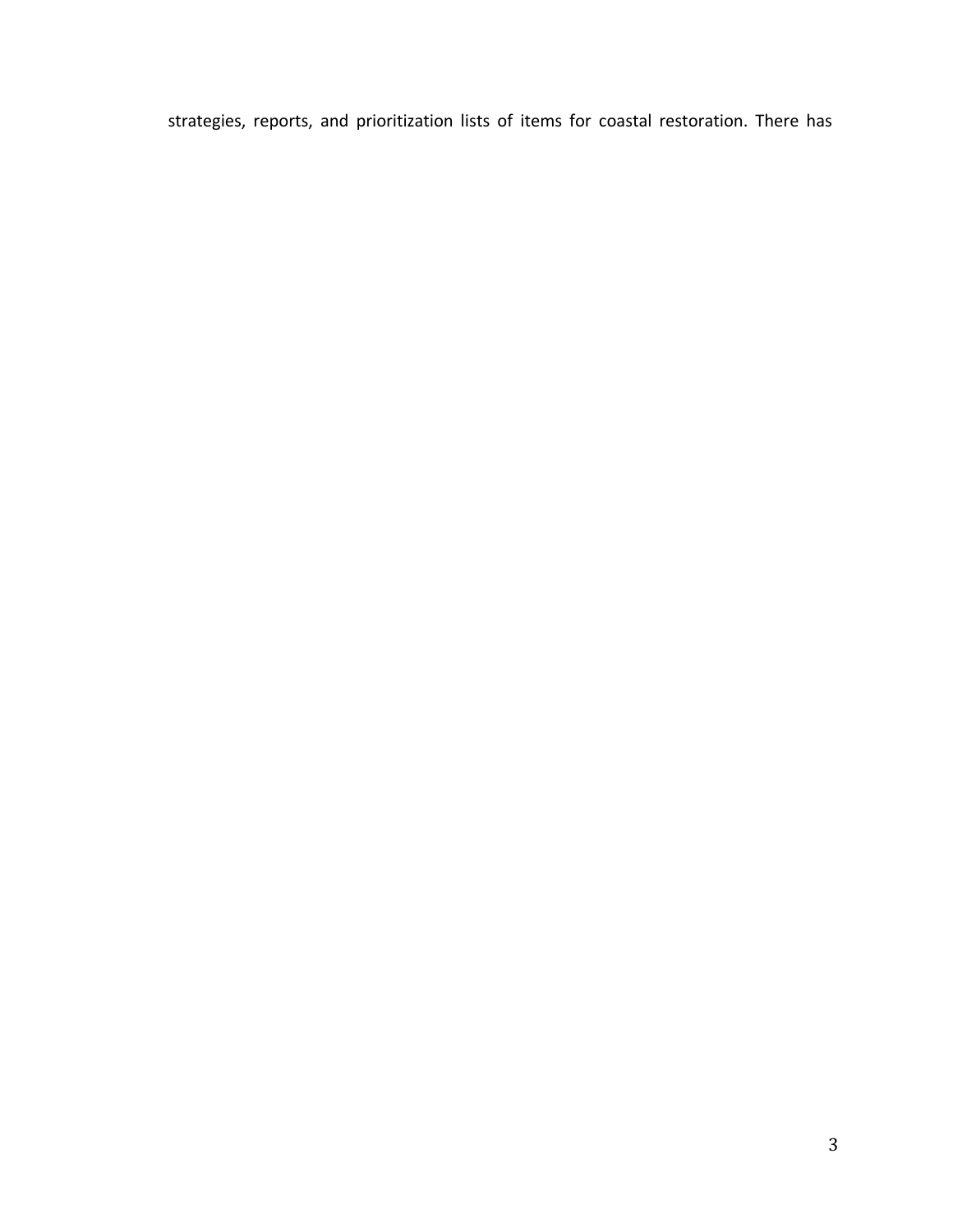strategies, reports, and prioritization lists of items for coastal restoration. There has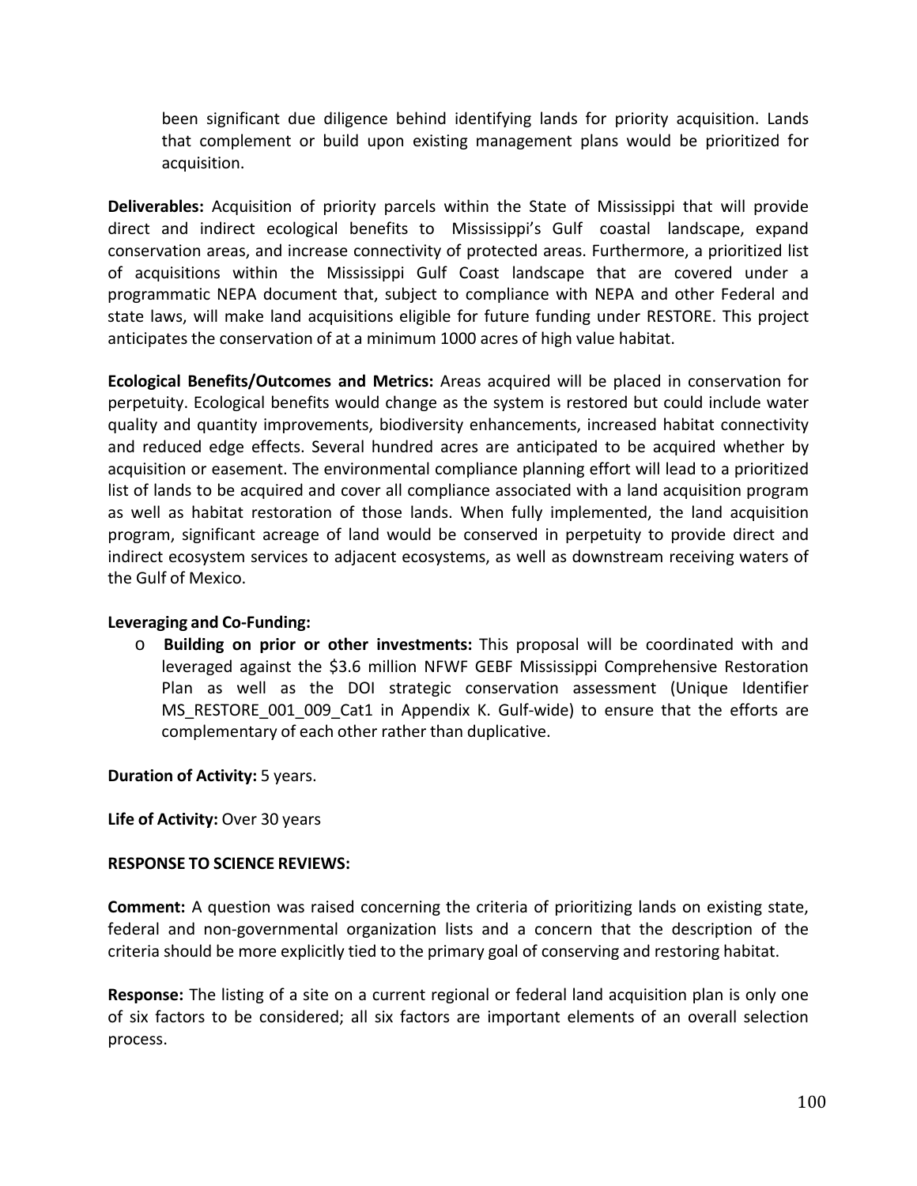been significant due diligence behind identifying lands for priority acquisition. Lands that complement or build upon existing management plans would be prioritized for acquisition.

**Deliverables:** Acquisition of priority parcels within the State of Mississippi that will provide direct and indirect ecological benefits to Mississippi's Gulf coastal landscape, expand conservation areas, and increase connectivity of protected areas. Furthermore, a prioritized list of acquisitions within the Mississippi Gulf Coast landscape that are covered under a programmatic NEPA document that, subject to compliance with NEPA and other Federal and state laws, will make land acquisitions eligible for future funding under RESTORE. This project anticipates the conservation of at a minimum 1000 acres of high value habitat.

**Ecological Benefits/Outcomes and Metrics:** Areas acquired will be placed in conservation for perpetuity. Ecological benefits would change as the system is restored but could include water quality and quantity improvements, biodiversity enhancements, increased habitat connectivity and reduced edge effects. Several hundred acres are anticipated to be acquired whether by acquisition or easement. The environmental compliance planning effort will lead to a prioritized list of lands to be acquired and cover all compliance associated with a land acquisition program as well as habitat restoration of those lands. When fully implemented, the land acquisition program, significant acreage of land would be conserved in perpetuity to provide direct and indirect ecosystem services to adjacent ecosystems, as well as downstream receiving waters of the Gulf of Mexico.

**Leveraging and Co-Funding:**

- **Building on prior or other investments:** This proposal will be coordinated with and leveraged against the $3.6 million NFWF GEBF Mississippi Comprehensive Restoration Plan as well as the DOI strategic conservation assessment (Unique Identifier MS_RESTORE_001_009_Cat1 in Appendix K. Gulf-wide) to ensure that the efforts are complementary of each other rather than duplicative.

**Duration of Activity:** 5 years.

**Life of Activity:** Over 30 years

**RESPONSE TO SCIENCE REVIEWS:**

**Comment:** A question was raised concerning the criteria of prioritizing lands on existing state, federal and non-governmental organization lists and a concern that the description of the criteria should be more explicitly tied to the primary goal of conserving and restoring habitat.

**Response:** The listing of a site on a current regional or federal land acquisition plan is only one of six factors to be considered; all six factors are important elements of an overall selection process.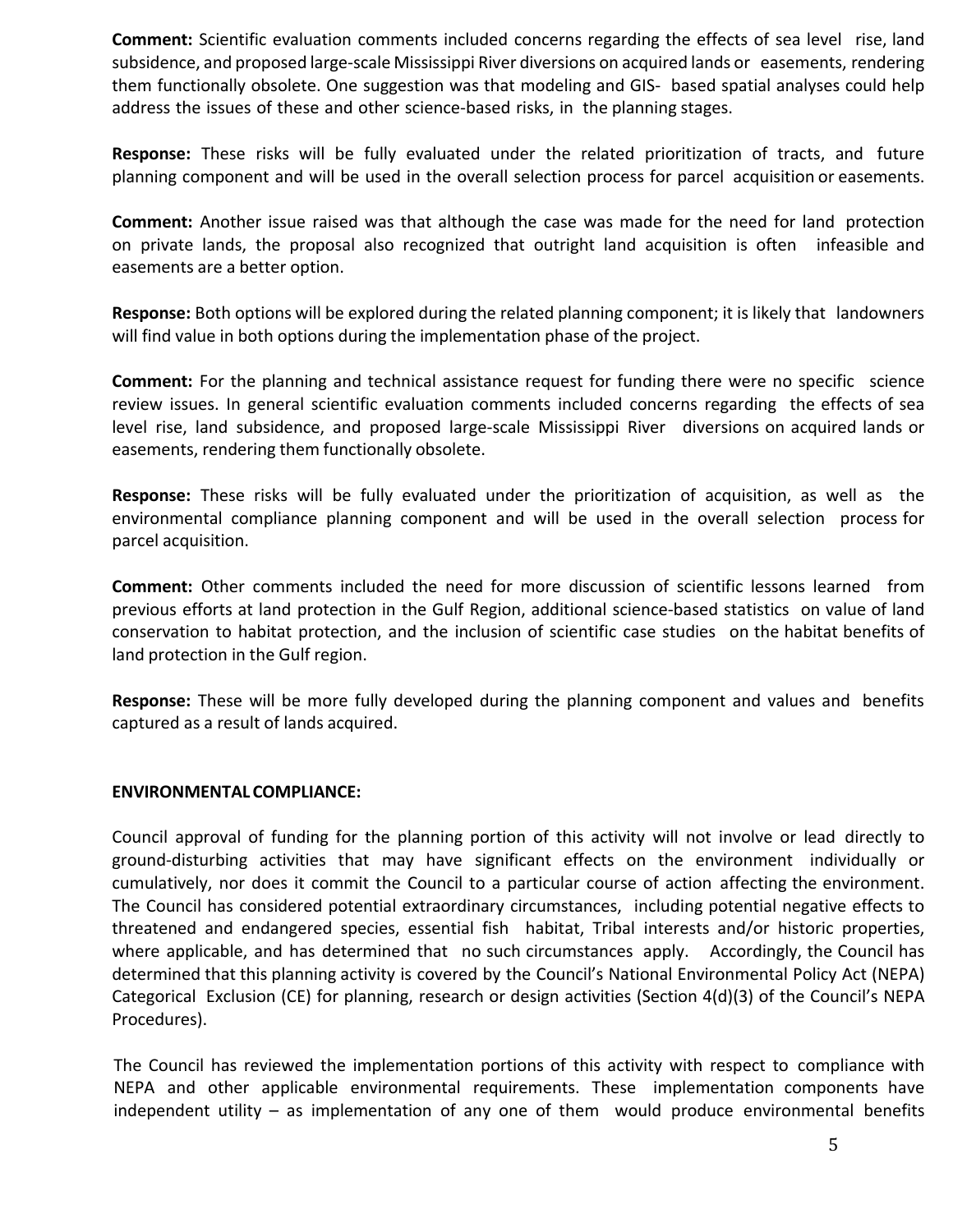**Comment:** Scientific evaluation comments included concerns regarding the effects of sea level rise, land subsidence, and proposed large-scale Mississippi River diversions on acquired lands or easements, rendering them functionally obsolete. One suggestion was that modeling and GIS- based spatial analyses could help address the issues of these and other science-based risks, in the planning stages.

**Response:** These risks will be fully evaluated under the related prioritization of tracts, and future planning component and will be used in the overall selection process for parcel acquisition or easements.

**Comment:** Another issue raised was that although the case was made for the need for land protection on private lands, the proposal also recognized that outright land acquisition is often infeasible and easements are a better option.

**Response:** Both options will be explored during the related planning component; it is likely that landowners will find value in both options during the implementation phase of the project.

**Comment:** For the planning and technical assistance request for funding there were no specific science review issues. In general scientific evaluation comments included concerns regarding the effects of sea level rise, land subsidence, and proposed large-scale Mississippi River diversions on acquired lands or easements, rendering them functionally obsolete.

**Response:** These risks will be fully evaluated under the prioritization of acquisition, as well as the environmental compliance planning component and will be used in the overall selection process for parcel acquisition.

**Comment:** Other comments included the need for more discussion of scientific lessons learned from previous efforts at land protection in the Gulf Region, additional science-based statistics on value of land conservation to habitat protection, and the inclusion of scientific case studies on the habitat benefits of land protection in the Gulf region.

**Response:** These will be more fully developed during the planning component and values and benefits captured as a result of lands acquired.

**ENVIRONMENTAL COMPLIANCE:**

Council approval of funding for the planning portion of this activity will not involve or lead directly to ground-disturbing activities that may have significant effects on the environment individually or cumulatively, nor does it commit the Council to a particular course of action affecting the environment. The Council has considered potential extraordinary circumstances, including potential negative effects to threatened and endangered species, essential fish habitat, Tribal interests and/or historic properties, where applicable, and has determined that no such circumstances apply. Accordingly, the Council has determined that this planning activity is covered by the Council's National Environmental Policy Act (NEPA) Categorical Exclusion (CE) for planning, research or design activities (Section 4(d)(3) of the Council's NEPA Procedures).

The Council has reviewed the implementation portions of this activity with respect to compliance with NEPA and other applicable environmental requirements. These implementation components have independent utility – as implementation of any one of them would produce environmental benefits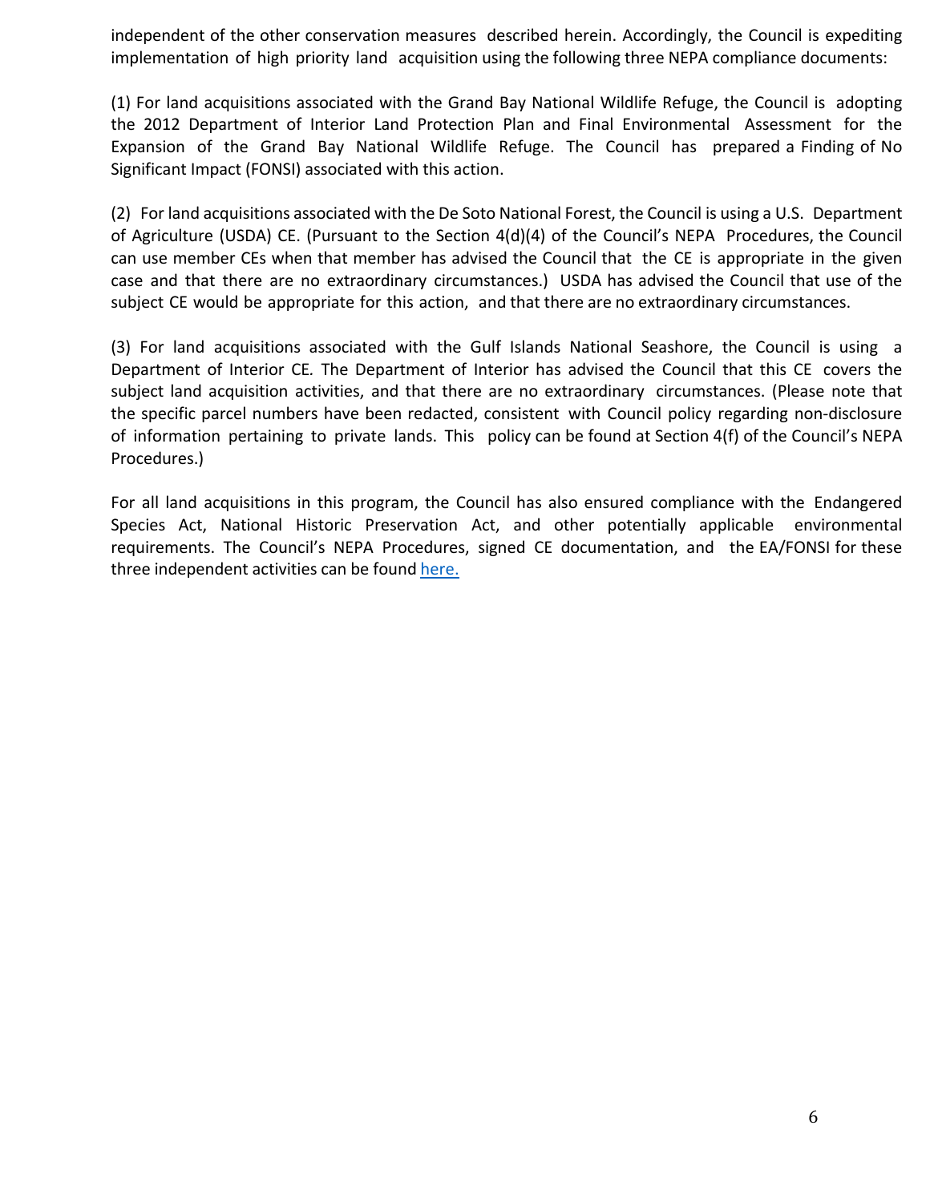independent of the other conservation measures described herein. Accordingly, the Council is expediting implementation of high priority land acquisition using the following three NEPA compliance documents:

(1) For land acquisitions associated with the Grand Bay National Wildlife Refuge, the Council is adopting the 2012 Department of Interior Land Protection Plan and Final Environmental Assessment for the Expansion of the Grand Bay National Wildlife Refuge. The Council has prepared a Finding of No Significant Impact (FONSI) associated with this action.

(2) For land acquisitions associated with the De Soto National Forest, the Council is using a U.S. Department of Agriculture (USDA) CE. (Pursuant to the Section 4(d)(4) of the Council's NEPA Procedures, the Council can use member CEs when that member has advised the Council that the CE is appropriate in the given case and that there are no extraordinary circumstances.) USDA has advised the Council that use of the subject CE would be appropriate for this action, and that there are no extraordinary circumstances.

(3) For land acquisitions associated with the Gulf Islands National Seashore, the Council is using a Department of Interior CE. The Department of Interior has advised the Council that this CE covers the subject land acquisition activities, and that there are no extraordinary circumstances. (Please note that the specific parcel numbers have been redacted, consistent with Council policy regarding non-disclosure of information pertaining to private lands. This policy can be found at Section 4(f) of the Council's NEPA Procedures.)

For all land acquisitions in this program, the Council has also ensured compliance with the Endangered Species Act, National Historic Preservation Act, and other potentially applicable environmental requirements. The Council's NEPA Procedures, signed CE documentation, and the EA/FONSI for these three independent activities can be found here.